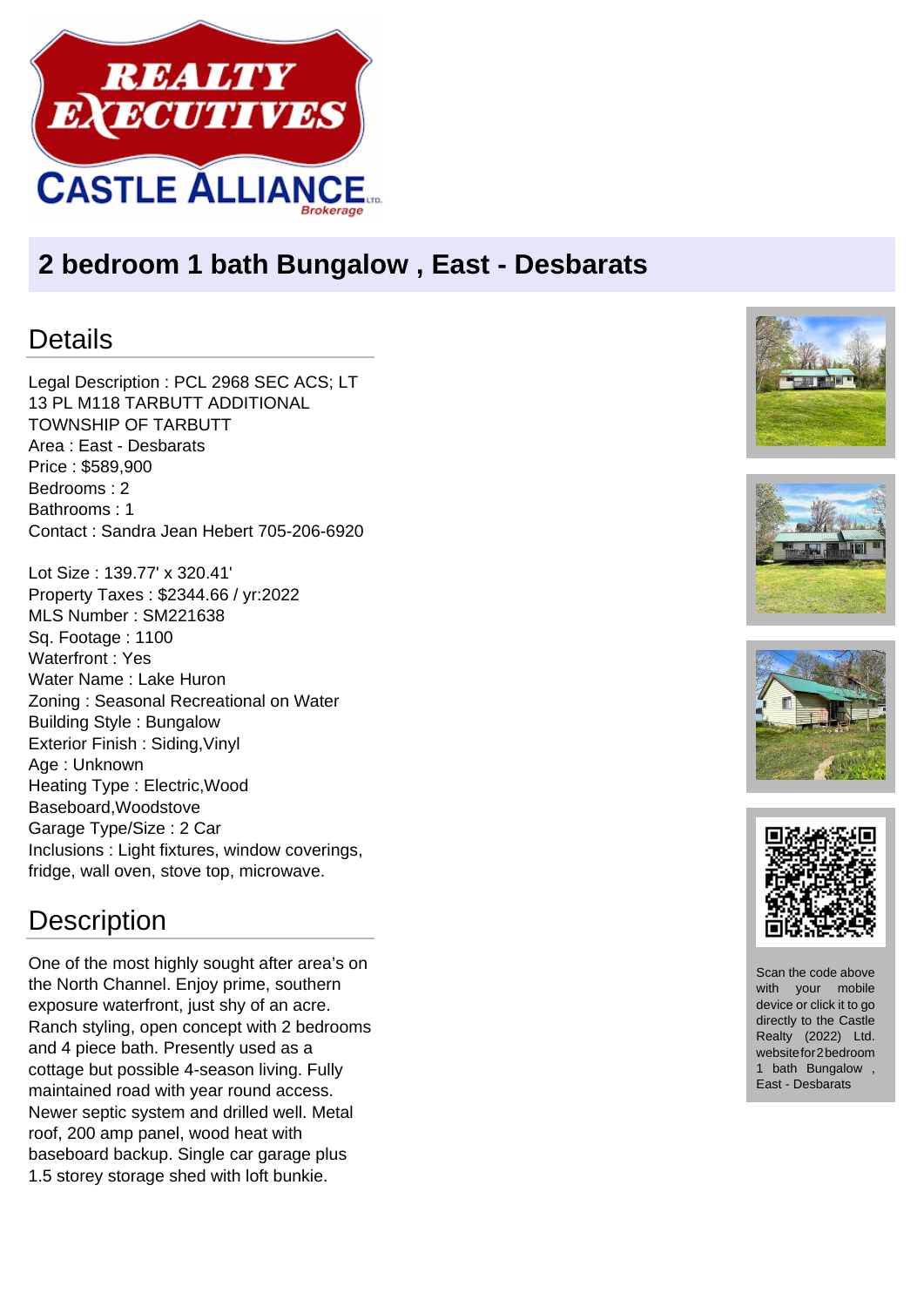REALTY EXECUTIVES CASTLE ALLIANCE LTD. Brokerage

# 2 bedroom 1 bath Bungalow , East - Desbarats

## Details

Legal Description : PCL 2968 SEC ACS; LT 13 PL M118 TARBUTT ADDITIONAL TOWNSHIP OF TARBUTT
Area : East - Desbarats
Price : $589,900
Bedrooms : 2
Bathrooms : 1
Contact : Sandra Jean Hebert 705-206-6920

Lot Size : 139.77' x 320.41'
Property Taxes : $2344.66 / yr:2022
MLS Number : SM221638
Sq. Footage : 1100
Waterfront : Yes
Water Name : Lake Huron
Zoning : Seasonal Recreational on Water
Building Style : Bungalow
Exterior Finish : Siding,Vinyl
Age : Unknown
Heating Type : Electric,Wood Baseboard,Woodstove
Garage Type/Size : 2 Car
Inclusions : Light fixtures, window coverings, fridge, wall oven, stove top, microwave.

## Description

One of the most highly sought after area's on the North Channel. Enjoy prime, southern exposure waterfront, just shy of an acre. Ranch styling, open concept with 2 bedrooms and 4 piece bath. Presently used as a cottage but possible 4-season living. Fully maintained road with year round access. Newer septic system and drilled well. Metal roof, 200 amp panel, wood heat with baseboard backup. Single car garage plus 1.5 storey storage shed with loft bunkie.

Scan the code above with your mobile device or click it to go directly to the Castle Realty (2022) Ltd. website for 2 bedroom 1 bath Bungalow , East - Desbarats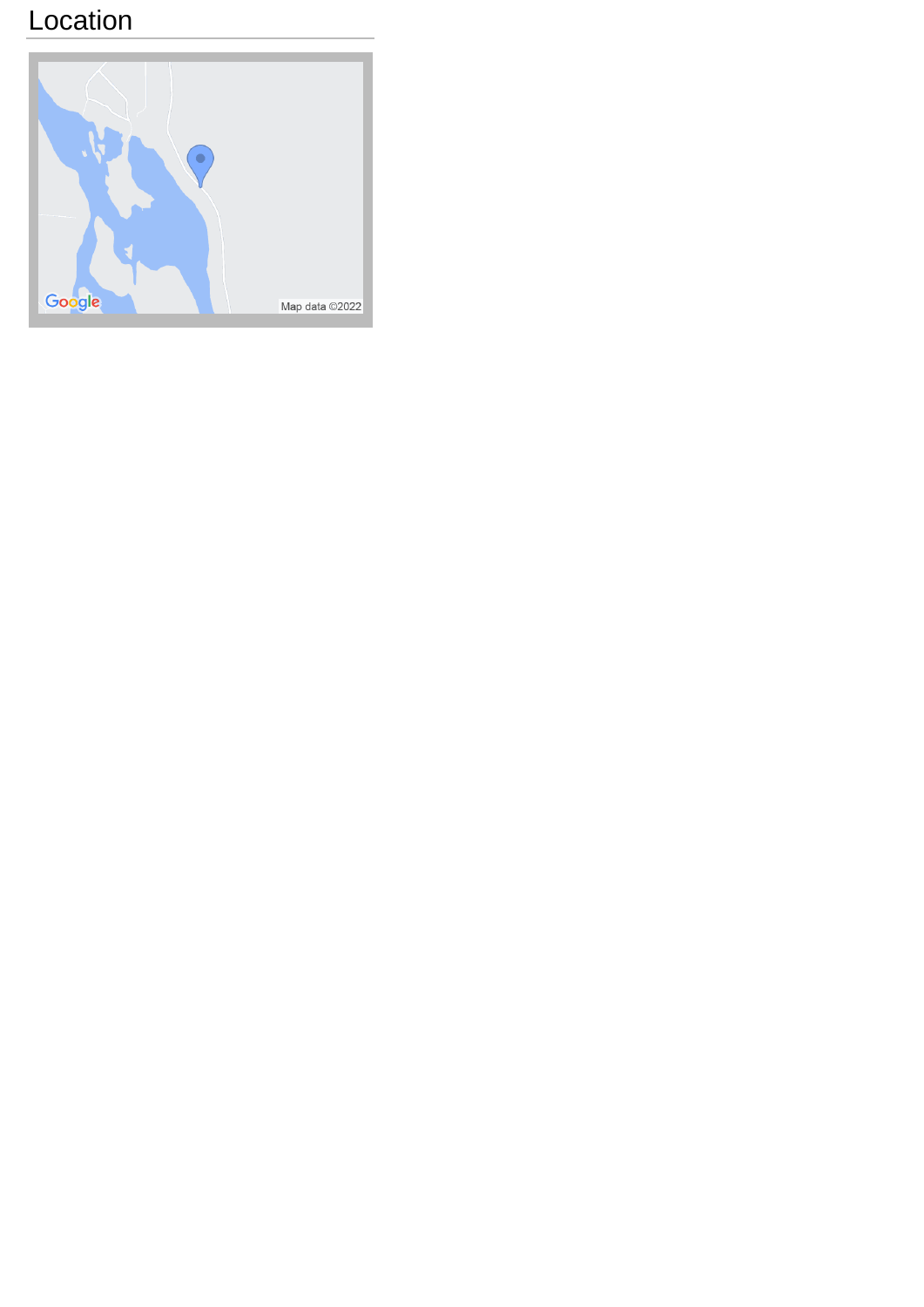## Location

Google

Map data ©2022